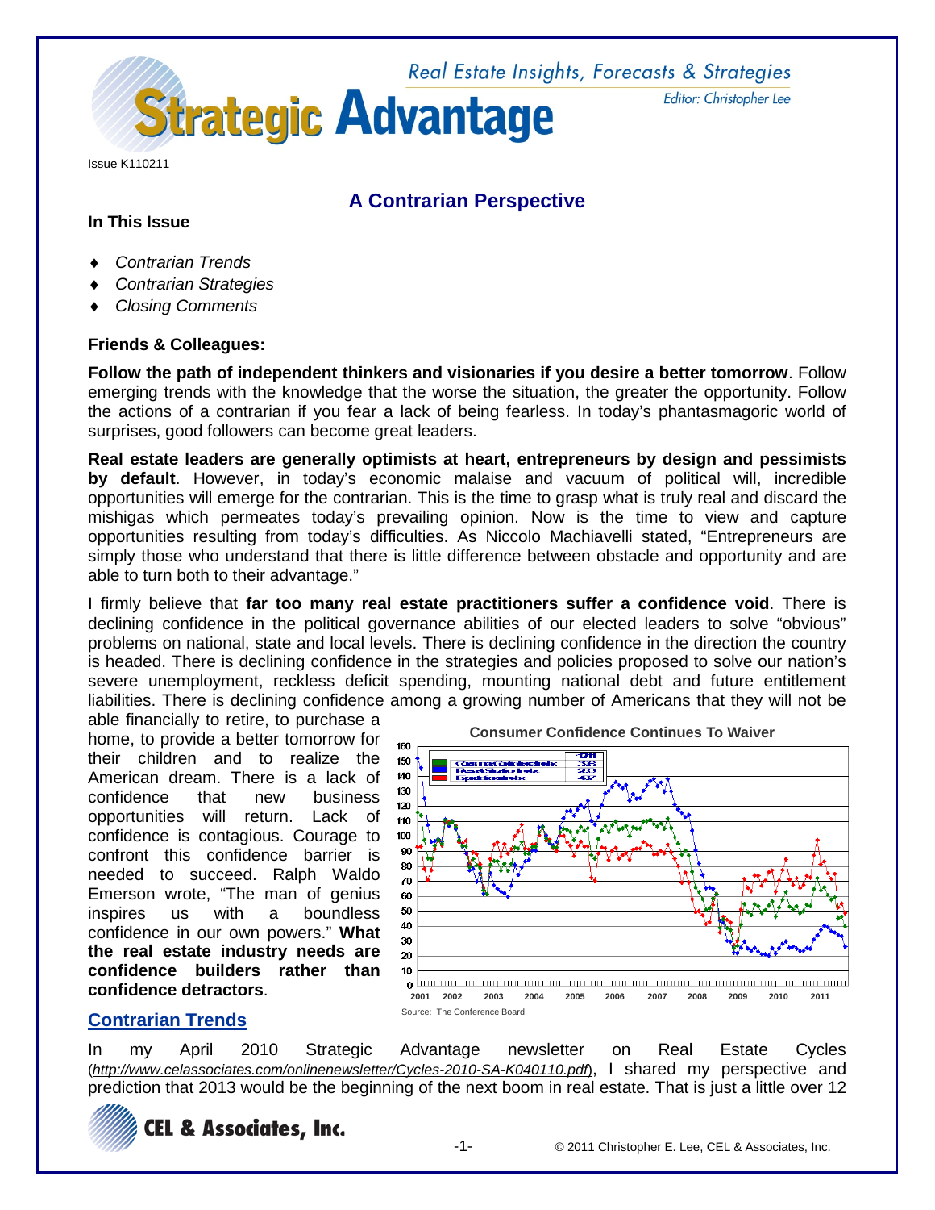# Strategic Advantage

Real Estate Insights, Forecasts & Strategies

Editor: Christopher Lee

Issue K110211

## A Contrarian Perspective

**In This Issue**

- *Contrarian Trends*
- *Contrarian Strategies*
- *Closing Comments*

**Friends & Colleagues:**

**Follow the path of independent thinkers and visionaries if you desire a better tomorrow**. Follow emerging trends with the knowledge that the worse the situation, the greater the opportunity. Follow the actions of a contrarian if you fear a lack of being fearless. In today's phantasmagoric world of surprises, good followers can become great leaders.

**Real estate leaders are generally optimists at heart, entrepreneurs by design and pessimists by default**. However, in today's economic malaise and vacuum of political will, incredible opportunities will emerge for the contrarian. This is the time to grasp what is truly real and discard the mishigas which permeates today's prevailing opinion. Now is the time to view and capture opportunities resulting from today's difficulties. As Niccolo Machiavelli stated, "Entrepreneurs are simply those who understand that there is little difference between obstacle and opportunity and are able to turn both to their advantage."

I firmly believe that **far too many real estate practitioners suffer a confidence void**. There is declining confidence in the political governance abilities of our elected leaders to solve "obvious" problems on national, state and local levels. There is declining confidence in the direction the country is headed. There is declining confidence in the strategies and policies proposed to solve our nation's severe unemployment, reckless deficit spending, mounting national debt and future entitlement liabilities. There is declining confidence among a growing number of Americans that they will not be able financially to retire, to purchase a home, to provide a better tomorrow for their children and to realize the American dream. There is a lack of confidence that new business opportunities will return. Lack of confidence is contagious. Courage to confront this confidence barrier is needed to succeed. Ralph Waldo Emerson wrote, "The man of genius inspires us with a boundless confidence in our own powers." **What the real estate industry needs are confidence builders rather than confidence detractors**.

**Consumer Confidence Continues To Waiver**

Source: The Conference Board.

## Contrarian Trends

In my April 2010 Strategic Advantage newsletter on Real Estate Cycles (*http://www.celassociates.com/onlinenewsletter/Cycles-2010-SA-K040110.pdf*), I shared my perspective and prediction that 2013 would be the beginning of the next boom in real estate. That is just a little over 12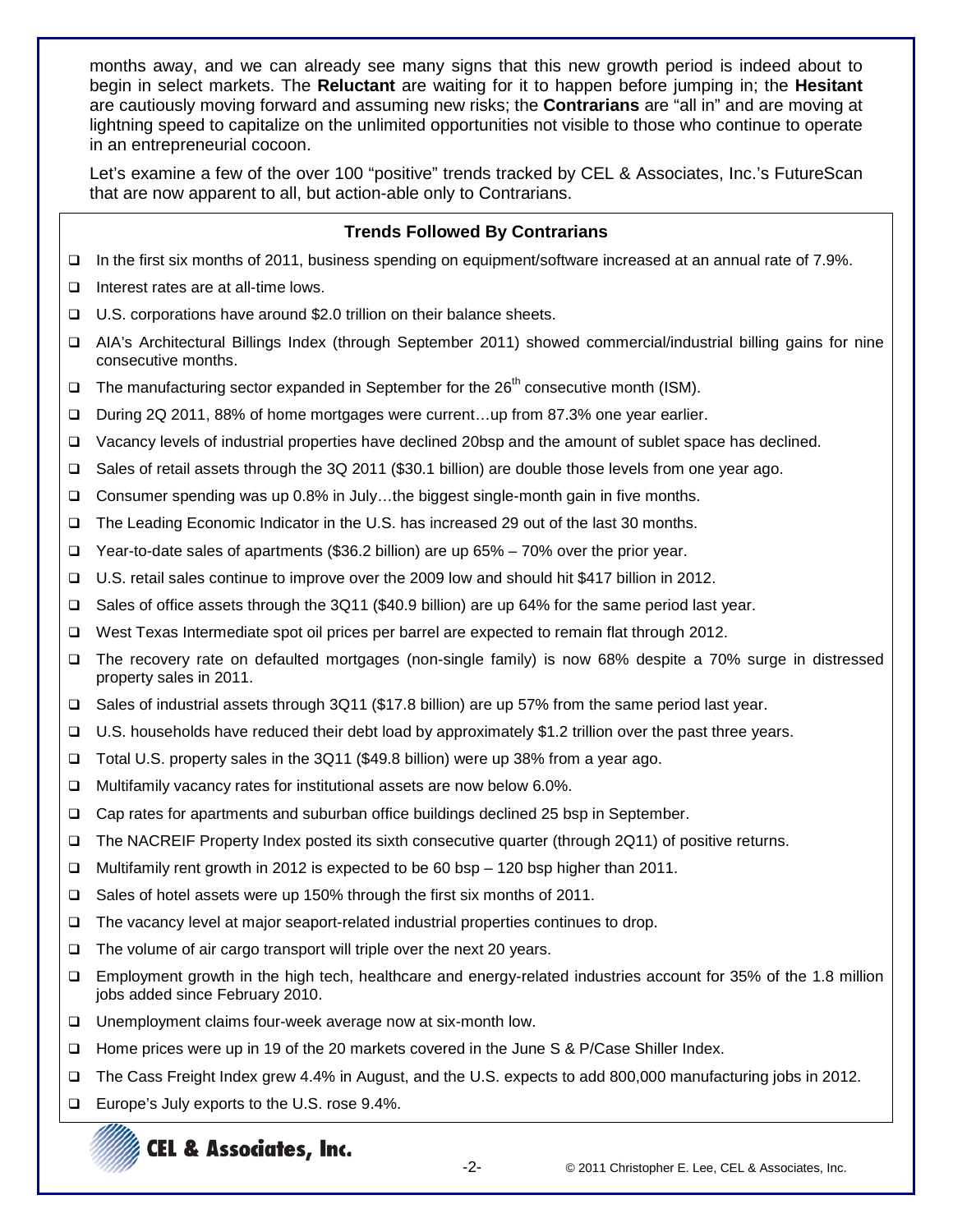months away, and we can already see many signs that this new growth period is indeed about to begin in select markets. The **Reluctant** are waiting for it to happen before jumping in; the **Hesitant** are cautiously moving forward and assuming new risks; the **Contrarians** are "all in" and are moving at lightning speed to capitalize on the unlimited opportunities not visible to those who continue to operate in an entrepreneurial cocoon.

Let's examine a few of the over 100 "positive" trends tracked by CEL & Associates, Inc.'s FutureScan that are now apparent to all, but action-able only to Contrarians.

**Trends Followed By Contrarians**

- In the first six months of 2011, business spending on equipment/software increased at an annual rate of 7.9%.
- Interest rates are at all-time lows.
- U.S. corporations have around $2.0 trillion on their balance sheets.
- AIA's Architectural Billings Index (through September 2011) showed commercial/industrial billing gains for nine consecutive months.
- The manufacturing sector expanded in September for the 26th consecutive month (ISM).
- During 2Q 2011, 88% of home mortgages were current…up from 87.3% one year earlier.
- Vacancy levels of industrial properties have declined 20bsp and the amount of sublet space has declined.
- Sales of retail assets through the 3Q 2011 ($30.1 billion) are double those levels from one year ago.
- Consumer spending was up 0.8% in July…the biggest single-month gain in five months.
- The Leading Economic Indicator in the U.S. has increased 29 out of the last 30 months.
- Year-to-date sales of apartments ($36.2 billion) are up 65% – 70% over the prior year.
- U.S. retail sales continue to improve over the 2009 low and should hit $417 billion in 2012.
- Sales of office assets through the 3Q11 ($40.9 billion) are up 64% for the same period last year.
- West Texas Intermediate spot oil prices per barrel are expected to remain flat through 2012.
- The recovery rate on defaulted mortgages (non-single family) is now 68% despite a 70% surge in distressed property sales in 2011.
- Sales of industrial assets through 3Q11 ($17.8 billion) are up 57% from the same period last year.
- U.S. households have reduced their debt load by approximately $1.2 trillion over the past three years.
- Total U.S. property sales in the 3Q11 ($49.8 billion) were up 38% from a year ago.
- Multifamily vacancy rates for institutional assets are now below 6.0%.
- Cap rates for apartments and suburban office buildings declined 25 bsp in September.
- The NACREIF Property Index posted its sixth consecutive quarter (through 2Q11) of positive returns.
- Multifamily rent growth in 2012 is expected to be 60 bsp – 120 bsp higher than 2011.
- Sales of hotel assets were up 150% through the first six months of 2011.
- The vacancy level at major seaport-related industrial properties continues to drop.
- The volume of air cargo transport will triple over the next 20 years.
- Employment growth in the high tech, healthcare and energy-related industries account for 35% of the 1.8 million jobs added since February 2010.
- Unemployment claims four-week average now at six-month low.
- Home prices were up in 19 of the 20 markets covered in the June S & P/Case Shiller Index.
- The Cass Freight Index grew 4.4% in August, and the U.S. expects to add 800,000 manufacturing jobs in 2012.
- Europe's July exports to the U.S. rose 9.4%.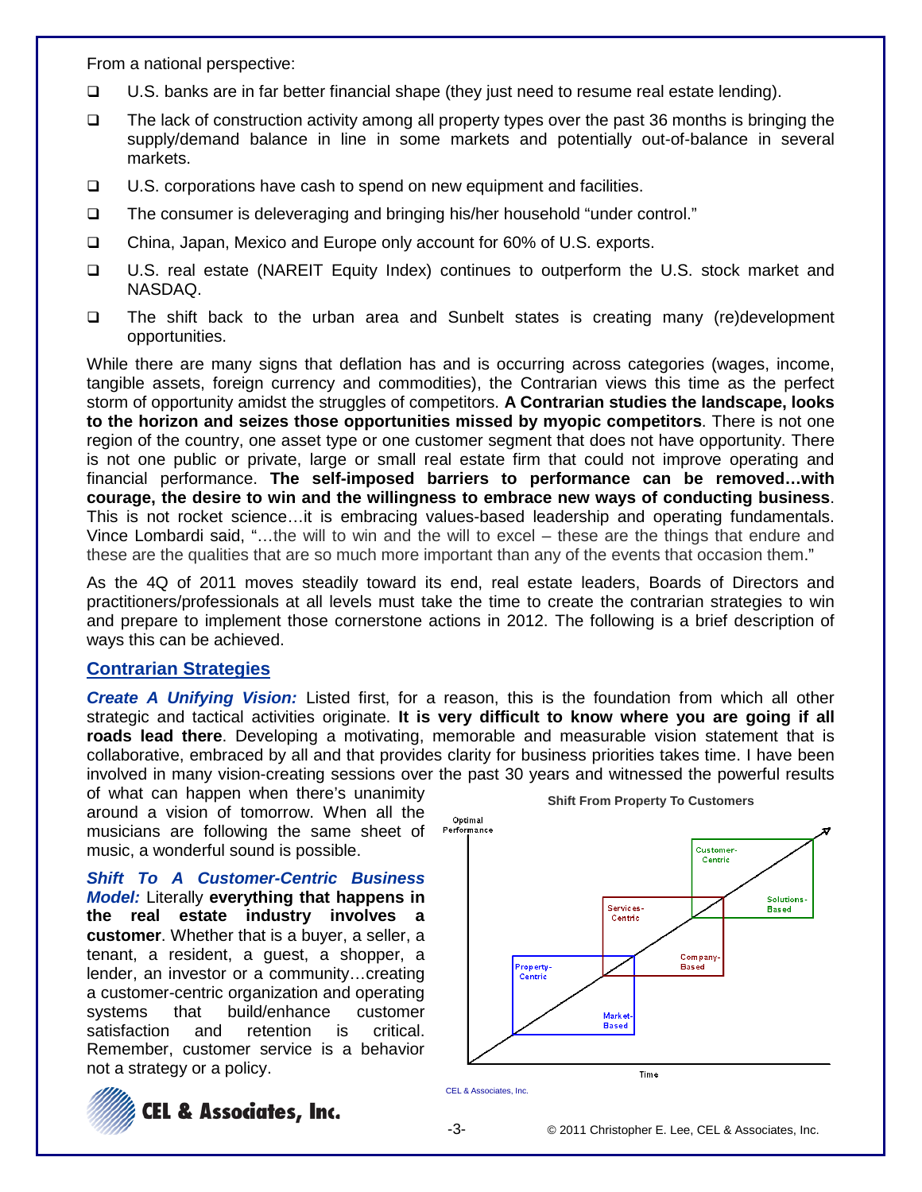From a national perspective:

- U.S. banks are in far better financial shape (they just need to resume real estate lending).
- The lack of construction activity among all property types over the past 36 months is bringing the supply/demand balance in line in some markets and potentially out-of-balance in several markets.
- U.S. corporations have cash to spend on new equipment and facilities.
- The consumer is deleveraging and bringing his/her household "under control."
- China, Japan, Mexico and Europe only account for 60% of U.S. exports.
- U.S. real estate (NAREIT Equity Index) continues to outperform the U.S. stock market and NASDAQ.
- The shift back to the urban area and Sunbelt states is creating many (re)development opportunities.

While there are many signs that deflation has and is occurring across categories (wages, income, tangible assets, foreign currency and commodities), the Contrarian views this time as the perfect storm of opportunity amidst the struggles of competitors. **A Contrarian studies the landscape, looks to the horizon and seizes those opportunities missed by myopic competitors**. There is not one region of the country, one asset type or one customer segment that does not have opportunity. There is not one public or private, large or small real estate firm that could not improve operating and financial performance. **The self-imposed barriers to performance can be removed…with courage, the desire to win and the willingness to embrace new ways of conducting business**. This is not rocket science…it is embracing values-based leadership and operating fundamentals. Vince Lombardi said, "…the will to win and the will to excel – these are the things that endure and these are the qualities that are so much more important than any of the events that occasion them."

As the 4Q of 2011 moves steadily toward its end, real estate leaders, Boards of Directors and practitioners/professionals at all levels must take the time to create the contrarian strategies to win and prepare to implement those cornerstone actions in 2012. The following is a brief description of ways this can be achieved.

## Contrarian Strategies

***Create A Unifying Vision:*** Listed first, for a reason, this is the foundation from which all other strategic and tactical activities originate. **It is very difficult to know where you are going if all roads lead there**. Developing a motivating, memorable and measurable vision statement that is collaborative, embraced by all and that provides clarity for business priorities takes time. I have been involved in many vision-creating sessions over the past 30 years and witnessed the powerful results of what can happen when there's unanimity around a vision of tomorrow. When all the musicians are following the same sheet of music, a wonderful sound is possible.

***Shift To A Customer-Centric Business Model:*** Literally **everything that happens in the real estate industry involves a customer**. Whether that is a buyer, a seller, a tenant, a resident, a guest, a shopper, a lender, an investor or a community…creating a customer-centric organization and operating systems that build/enhance customer satisfaction and retention is critical. Remember, customer service is a behavior not a strategy or a policy.

**Shift From Property To Customers**

Optimal Performance

Property-Centric / Market-Based

Services-Centric / Company-Based

Customer-Centric / Solutions-Based

Time

CEL & Associates, Inc.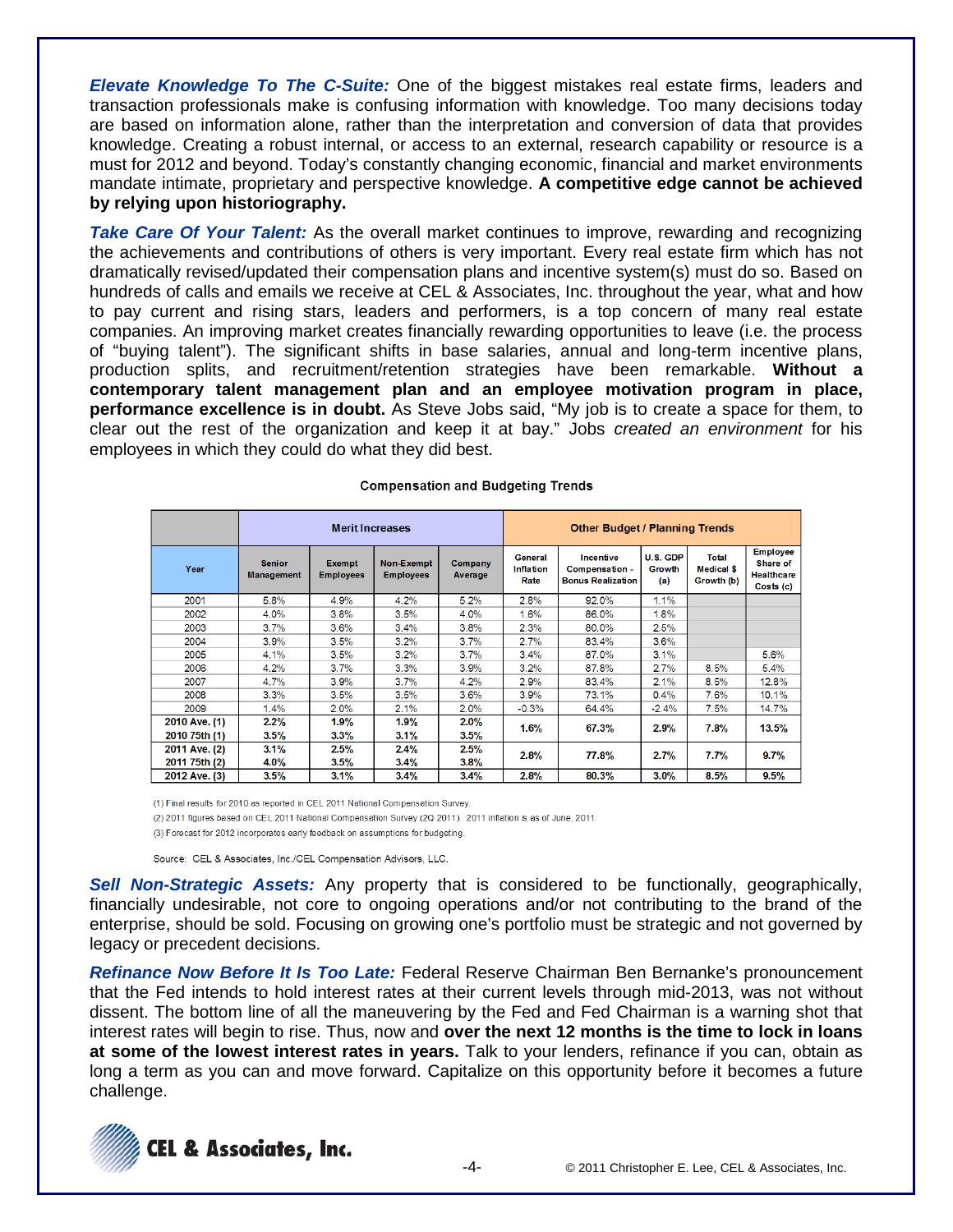***Elevate Knowledge To The C-Suite:*** One of the biggest mistakes real estate firms, leaders and transaction professionals make is confusing information with knowledge. Too many decisions today are based on information alone, rather than the interpretation and conversion of data that provides knowledge. Creating a robust internal, or access to an external, research capability or resource is a must for 2012 and beyond. Today's constantly changing economic, financial and market environments mandate intimate, proprietary and perspective knowledge. **A competitive edge cannot be achieved by relying upon historiography.**

***Take Care Of Your Talent:*** As the overall market continues to improve, rewarding and recognizing the achievements and contributions of others is very important. Every real estate firm which has not dramatically revised/updated their compensation plans and incentive system(s) must do so. Based on hundreds of calls and emails we receive at CEL & Associates, Inc. throughout the year, what and how to pay current and rising stars, leaders and performers, is a top concern of many real estate companies. An improving market creates financially rewarding opportunities to leave (i.e. the process of "buying talent"). The significant shifts in base salaries, annual and long-term incentive plans, production splits, and recruitment/retention strategies have been remarkable. **Without a contemporary talent management plan and an employee motivation program in place, performance excellence is in doubt.** As Steve Jobs said, "My job is to create a space for them, to clear out the rest of the organization and keep it at bay." Jobs *created an environment* for his employees in which they could do what they did best.

**Compensation and Budgeting Trends**

| | Merit Increases | | | | Other Budget / Planning Trends | | | | |
|---|---|---|---|---|---|---|---|---|---|
| Year | Senior Management | Exempt Employees | Non-Exempt Employees | Company Average | General Inflation Rate | Incentive Compensation - Bonus Realization | U.S. GDP Growth (a) | Total Medical $ Growth (b) | Employee Share of Healthcare Costs (c) |
| 2001 | 5.8% | 4.9% | 4.2% | 5.2% | 2.8% | 92.0% | 1.1% | | |
| 2002 | 4.0% | 3.8% | 3.5% | 4.0% | 1.6% | 86.0% | 1.8% | | |
| 2003 | 3.7% | 3.6% | 3.4% | 3.8% | 2.3% | 80.0% | 2.5% | | |
| 2004 | 3.9% | 3.5% | 3.2% | 3.7% | 2.7% | 83.4% | 3.6% | | |
| 2005 | 4.1% | 3.5% | 3.2% | 3.7% | 3.4% | 87.0% | 3.1% | | 5.6% |
| 2006 | 4.2% | 3.7% | 3.3% | 3.9% | 3.2% | 87.8% | 2.7% | 8.5% | 5.4% |
| 2007 | 4.7% | 3.9% | 3.7% | 4.2% | 2.9% | 83.4% | 2.1% | 8.5% | 12.8% |
| 2008 | 3.3% | 3.5% | 3.5% | 3.6% | 3.9% | 73.1% | 0.4% | 7.6% | 10.1% |
| 2009 | 1.4% | 2.0% | 2.1% | 2.0% | -0.3% | 64.4% | -2.4% | 7.5% | 14.7% |
| **2010 Ave. (1)** | **2.2%** | **1.9%** | **1.9%** | **2.0%** | **1.6%** | **67.3%** | **2.9%** | **7.8%** | **13.5%** |
| **2010 75th (1)** | **3.5%** | **3.3%** | **3.1%** | **3.5%** | | | | | |
| **2011 Ave. (2)** | **3.1%** | **2.5%** | **2.4%** | **2.5%** | **2.8%** | **77.8%** | **2.7%** | **7.7%** | **9.7%** |
| **2011 75th (2)** | **4.0%** | **3.5%** | **3.4%** | **3.8%** | | | | | |
| **2012 Ave. (3)** | **3.5%** | **3.1%** | **3.4%** | **3.4%** | **2.8%** | **80.3%** | **3.0%** | **8.5%** | **9.5%** |

(1) Final results for 2010 as reported in CEL 2011 National Compensation Survey.

(2) 2011 figures based on CEL 2011 National Compensation Survey (2Q 2011). 2011 inflation is as of June, 2011.

(3) Forecast for 2012 incorporates early feedback on assumptions for budgeting.

Source: CEL & Associates, Inc./CEL Compensation Advisors, LLC.

***Sell Non-Strategic Assets:*** Any property that is considered to be functionally, geographically, financially undesirable, not core to ongoing operations and/or not contributing to the brand of the enterprise, should be sold. Focusing on growing one's portfolio must be strategic and not governed by legacy or precedent decisions.

***Refinance Now Before It Is Too Late:*** Federal Reserve Chairman Ben Bernanke's pronouncement that the Fed intends to hold interest rates at their current levels through mid-2013, was not without dissent. The bottom line of all the maneuvering by the Fed and Fed Chairman is a warning shot that interest rates will begin to rise. Thus, now and **over the next 12 months is the time to lock in loans at some of the lowest interest rates in years.** Talk to your lenders, refinance if you can, obtain as long a term as you can and move forward. Capitalize on this opportunity before it becomes a future challenge.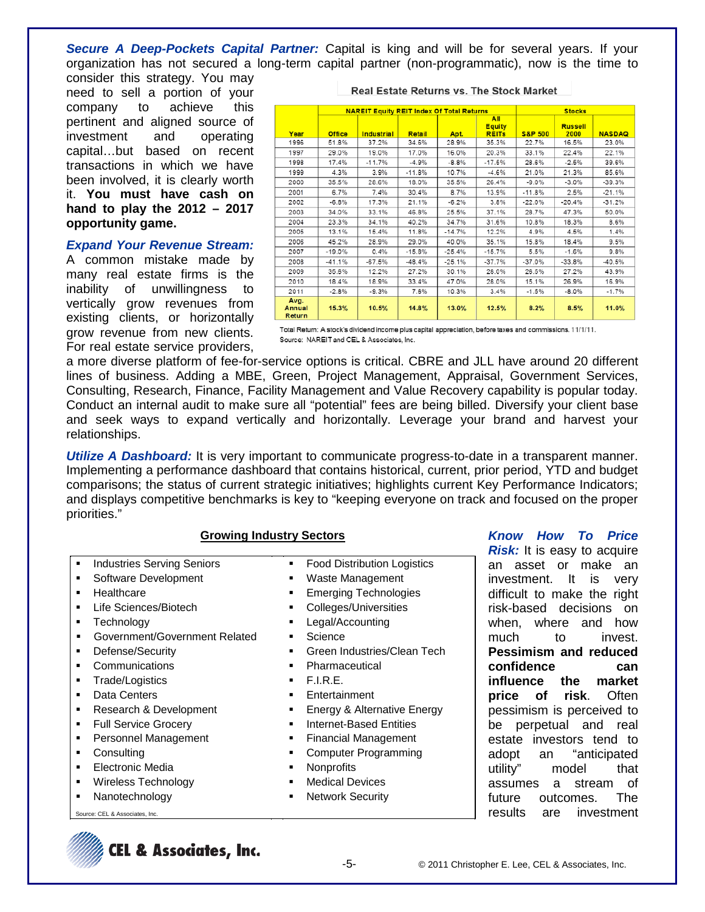***Secure A Deep-Pockets Capital Partner:*** Capital is king and will be for several years. If your organization has not secured a long-term capital partner (non-programmatic), now is the time to consider this strategy. You may need to sell a portion of your company to achieve this pertinent and aligned source of investment and operating capital…but based on recent transactions in which we have been involved, it is clearly worth it. **You must have cash on hand to play the 2012 – 2017 opportunity game.**

**Real Estate Returns vs. The Stock Market**

| | NAREIT Equity REIT Index Of Total Returns | | | | | Stocks | | |
|---|---|---|---|---|---|---|---|---|
| Year | Office | Industrial | Retail | Apt. | All Equity REITs | S&P 500 | Russell 2000 | NASDAQ |
| 1996 | 51.8% | 37.2% | 34.6% | 28.9% | 35.3% | 22.7% | 16.5% | 23.0% |
| 1997 | 29.0% | 19.0% | 17.0% | 16.0% | 20.3% | 33.1% | 22.4% | 22.1% |
| 1998 | 17.4% | -11.7% | -4.9% | -8.8% | -17.5% | 28.6% | -2.5% | 39.6% |
| 1999 | 4.3% | 3.9% | -11.8% | 10.7% | -4.6% | 21.0% | 21.3% | 85.6% |
| 2000 | 35.5% | 28.6% | 18.0% | 35.5% | 26.4% | -9.0% | -3.0% | -39.3% |
| 2001 | 6.7% | 7.4% | 30.4% | 8.7% | 13.9% | -11.8% | 2.5% | -21.1% |
| 2002 | -6.8% | 17.3% | 21.1% | -6.2% | 3.8% | -22.0% | -20.4% | -31.2% |
| 2003 | 34.0% | 33.1% | 46.8% | 25.5% | 37.1% | 28.7% | 47.3% | 50.0% |
| 2004 | 23.3% | 34.1% | 40.2% | 34.7% | 31.6% | 10.8% | 18.3% | 8.6% |
| 2005 | 13.1% | 15.4% | 11.8% | -14.7% | 12.2% | 4.9% | 4.5% | 1.4% |
| 2006 | 45.2% | 28.9% | 29.0% | 40.0% | 35.1% | 15.8% | 18.4% | 9.5% |
| 2007 | -19.0% | 0.4% | -15.8% | -25.4% | -15.7% | 5.5% | -1.6% | 9.8% |
| 2008 | -41.1% | -67.5% | -48.4% | -25.1% | -37.7% | -37.0% | -33.8% | -40.5% |
| 2009 | 35.6% | 12.2% | 27.2% | 30.1% | 28.0% | 26.5% | 27.2% | 43.9% |
| 2010 | 18.4% | 18.9% | 33.4% | 47.0% | 28.0% | 15.1% | 26.9% | 16.9% |
| 2011 | -2.8% | -9.3% | 7.6% | 10.3% | 3.4% | -1.5% | -8.0% | -1.7% |
| Avg. Annual Return | 15.3% | 10.5% | 14.8% | 13.0% | 12.5% | 8.2% | 8.5% | 11.0% |

Total Return: A stock's dividend income plus capital appreciation, before taxes and commissions. 11/1/11.
Source: NAREIT and CEL & Associates, Inc.

***Expand Your Revenue Stream:*** A common mistake made by many real estate firms is the inability of unwillingness to vertically grow revenues from existing clients, or horizontally grow revenue from new clients. For real estate service providers, a more diverse platform of fee-for-service options is critical. CBRE and JLL have around 20 different lines of business. Adding a MBE, Green, Project Management, Appraisal, Government Services, Consulting, Research, Finance, Facility Management and Value Recovery capability is popular today. Conduct an internal audit to make sure all "potential" fees are being billed. Diversify your client base and seek ways to expand vertically and horizontally. Leverage your brand and harvest your relationships.

***Utilize A Dashboard:*** It is very important to communicate progress-to-date in a transparent manner. Implementing a performance dashboard that contains historical, current, prior period, YTD and budget comparisons; the status of current strategic initiatives; highlights current Key Performance Indicators; and displays competitive benchmarks is key to "keeping everyone on track and focused on the proper priorities."

**Growing Industry Sectors**

- Industries Serving Seniors
- Software Development
- Healthcare
- Life Sciences/Biotech
- Technology
- Government/Government Related
- Defense/Security
- Communications
- Trade/Logistics
- Data Centers
- Research & Development
- Full Service Grocery
- Personnel Management
- Consulting
- Electronic Media
- Wireless Technology
- Nanotechnology
- Food Distribution Logistics
- Waste Management
- Emerging Technologies
- Colleges/Universities
- Legal/Accounting
- Science
- Green Industries/Clean Tech
- Pharmaceutical
- F.I.R.E.
- Entertainment
- Energy & Alternative Energy
- Internet-Based Entities
- Financial Management
- Computer Programming
- Nonprofits
- Medical Devices
- Network Security

Source: CEL & Associates, Inc.

***Know How To Price Risk:*** It is easy to acquire an asset or make an investment. It is very difficult to make the right risk-based decisions on when, where and how much to invest. **Pessimism and reduced confidence can influence the market price of risk**. Often pessimism is perceived to be perpetual and real estate investors tend to adopt an "anticipated utility" model that assumes a stream of future outcomes. The results are investment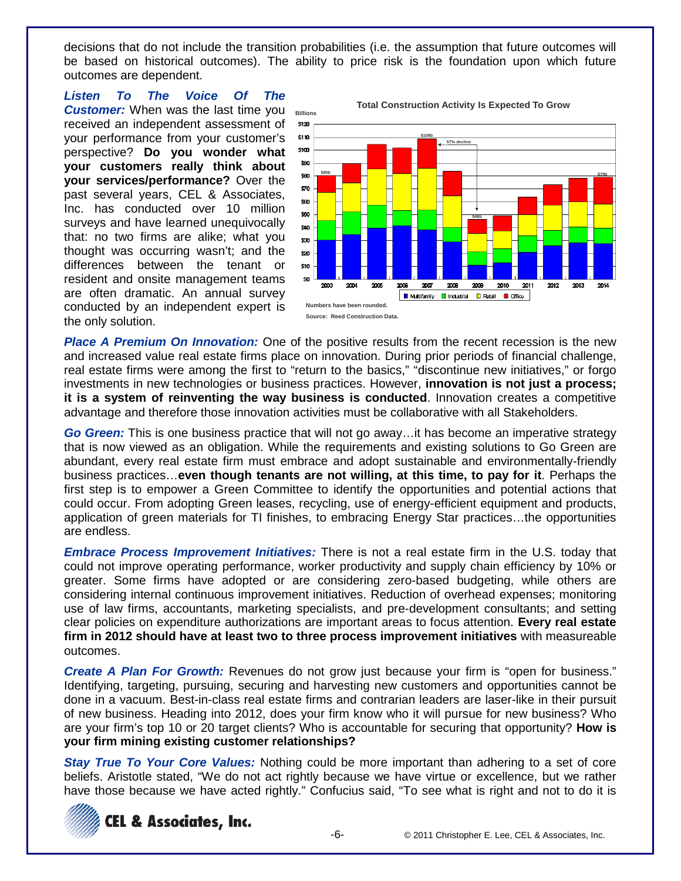decisions that do not include the transition probabilities (i.e. the assumption that future outcomes will be based on historical outcomes). The ability to price risk is the foundation upon which future outcomes are dependent.

***Listen To The Voice Of The Customer:*** When was the last time you received an independent assessment of your performance from your customer's perspective? **Do you wonder what your customers really think about your services/performance?** Over the past several years, CEL & Associates, Inc. has conducted over 10 million surveys and have learned unequivocally that: no two firms are alike; what you thought was occurring wasn't; and the differences between the tenant or resident and onsite management teams are often dramatic. An annual survey conducted by an independent expert is the only solution.

**Total Construction Activity Is Expected To Grow**

Numbers have been rounded.

Source: Reed Construction Data.

***Place A Premium On Innovation:*** One of the positive results from the recent recession is the new and increased value real estate firms place on innovation. During prior periods of financial challenge, real estate firms were among the first to "return to the basics," "discontinue new initiatives," or forgo investments in new technologies or business practices. However, **innovation is not just a process; it is a system of reinventing the way business is conducted**. Innovation creates a competitive advantage and therefore those innovation activities must be collaborative with all Stakeholders.

***Go Green:*** This is one business practice that will not go away…it has become an imperative strategy that is now viewed as an obligation. While the requirements and existing solutions to Go Green are abundant, every real estate firm must embrace and adopt sustainable and environmentally-friendly business practices…**even though tenants are not willing, at this time, to pay for it**. Perhaps the first step is to empower a Green Committee to identify the opportunities and potential actions that could occur. From adopting Green leases, recycling, use of energy-efficient equipment and products, application of green materials for TI finishes, to embracing Energy Star practices…the opportunities are endless.

***Embrace Process Improvement Initiatives:*** There is not a real estate firm in the U.S. today that could not improve operating performance, worker productivity and supply chain efficiency by 10% or greater. Some firms have adopted or are considering zero-based budgeting, while others are considering internal continuous improvement initiatives. Reduction of overhead expenses; monitoring use of law firms, accountants, marketing specialists, and pre-development consultants; and setting clear policies on expenditure authorizations are important areas to focus attention. **Every real estate firm in 2012 should have at least two to three process improvement initiatives** with measureable outcomes.

***Create A Plan For Growth:*** Revenues do not grow just because your firm is "open for business." Identifying, targeting, pursuing, securing and harvesting new customers and opportunities cannot be done in a vacuum. Best-in-class real estate firms and contrarian leaders are laser-like in their pursuit of new business. Heading into 2012, does your firm know who it will pursue for new business? Who are your firm's top 10 or 20 target clients? Who is accountable for securing that opportunity? **How is your firm mining existing customer relationships?**

***Stay True To Your Core Values:*** Nothing could be more important than adhering to a set of core beliefs. Aristotle stated, "We do not act rightly because we have virtue or excellence, but we rather have those because we have acted rightly." Confucius said, "To see what is right and not to do it is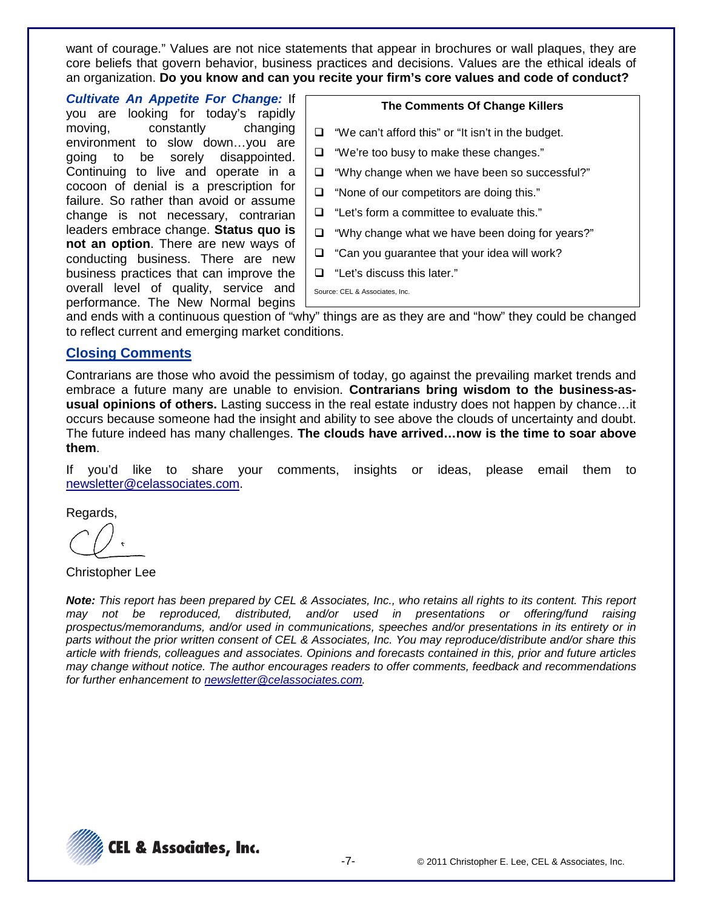want of courage." Values are not nice statements that appear in brochures or wall plaques, they are core beliefs that govern behavior, business practices and decisions. Values are the ethical ideals of an organization. **Do you know and can you recite your firm's core values and code of conduct?**

***Cultivate An Appetite For Change:*** If you are looking for today's rapidly moving, constantly changing environment to slow down…you are going to be sorely disappointed. Continuing to live and operate in a cocoon of denial is a prescription for failure. So rather than avoid or assume change is not necessary, contrarian leaders embrace change. **Status quo is not an option**. There are new ways of conducting business. There are new business practices that can improve the overall level of quality, service and performance. The New Normal begins and ends with a continuous question of "why" things are as they are and "how" they could be changed to reflect current and emerging market conditions.

**The Comments Of Change Killers**

- "We can't afford this" or "It isn't in the budget."
- "We're too busy to make these changes."
- "Why change when we have been so successful?"
- "None of our competitors are doing this."
- "Let's form a committee to evaluate this."
- "Why change what we have been doing for years?"
- "Can you guarantee that your idea will work?
- "Let's discuss this later."

Source: CEL & Associates, Inc.

## Closing Comments

Contrarians are those who avoid the pessimism of today, go against the prevailing market trends and embrace a future many are unable to envision. **Contrarians bring wisdom to the business-as-usual opinions of others.** Lasting success in the real estate industry does not happen by chance…it occurs because someone had the insight and ability to see above the clouds of uncertainty and doubt. The future indeed has many challenges. **The clouds have arrived…now is the time to soar above them**.

If you'd like to share your comments, insights or ideas, please email them to newsletter@celassociates.com.

Regards,

Christopher Lee

***Note:*** *This report has been prepared by CEL & Associates, Inc., who retains all rights to its content. This report may not be reproduced, distributed, and/or used in presentations or offering/fund raising prospectus/memorandums, and/or used in communications, speeches and/or presentations in its entirety or in parts without the prior written consent of CEL & Associates, Inc. You may reproduce/distribute and/or share this article with friends, colleagues and associates. Opinions and forecasts contained in this, prior and future articles may change without notice. The author encourages readers to offer comments, feedback and recommendations for further enhancement to newsletter@celassociates.com.*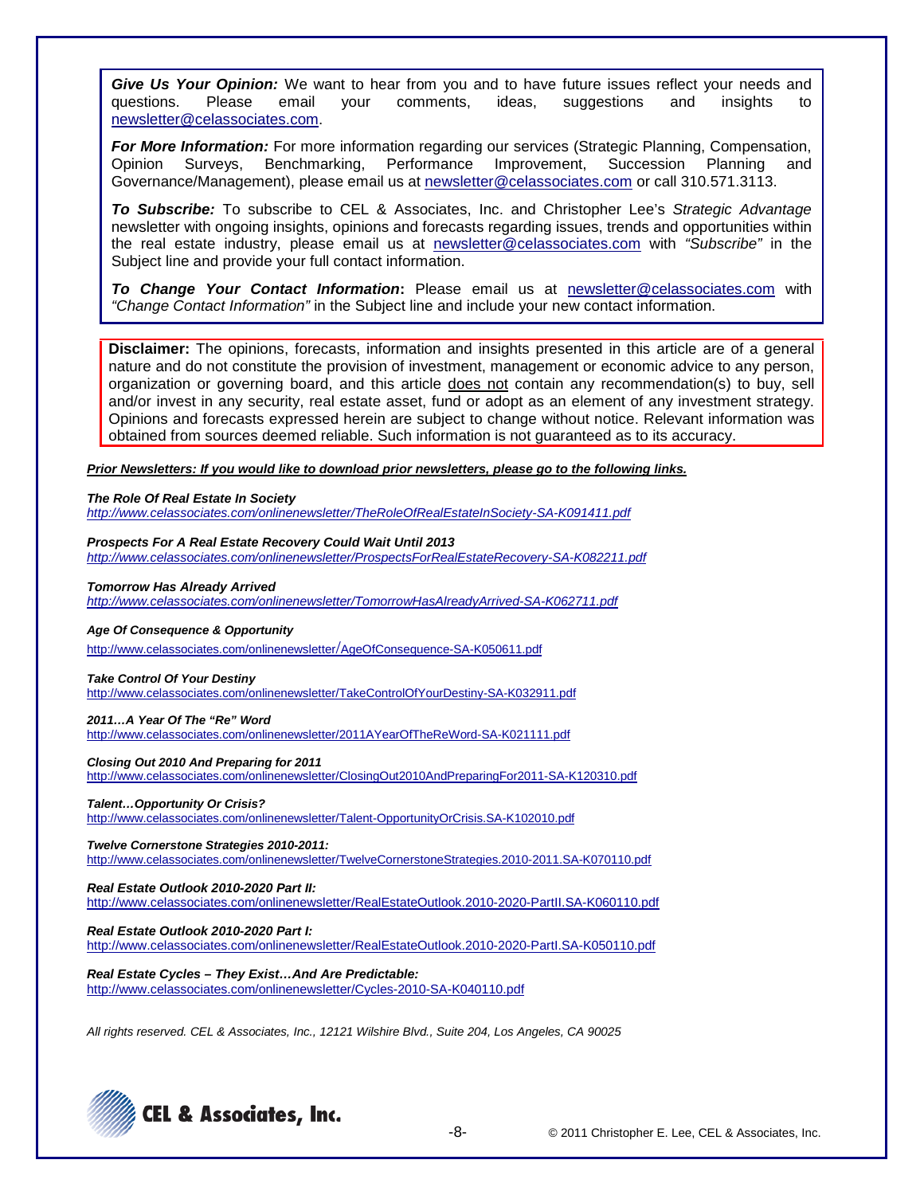***Give Us Your Opinion:*** We want to hear from you and to have future issues reflect your needs and questions. Please email your comments, ideas, suggestions and insights to newsletter@celassociates.com.

***For More Information:*** For more information regarding our services (Strategic Planning, Compensation, Opinion Surveys, Benchmarking, Performance Improvement, Succession Planning and Governance/Management), please email us at newsletter@celassociates.com or call 310.571.3113.

***To Subscribe:*** To subscribe to CEL & Associates, Inc. and Christopher Lee's *Strategic Advantage* newsletter with ongoing insights, opinions and forecasts regarding issues, trends and opportunities within the real estate industry, please email us at newsletter@celassociates.com with *"Subscribe"* in the Subject line and provide your full contact information.

***To Change Your Contact Information*:** Please email us at newsletter@celassociates.com with *"Change Contact Information"* in the Subject line and include your new contact information.

**Disclaimer:** The opinions, forecasts, information and insights presented in this article are of a general nature and do not constitute the provision of investment, management or economic advice to any person, organization or governing board, and this article does not contain any recommendation(s) to buy, sell and/or invest in any security, real estate asset, fund or adopt as an element of any investment strategy. Opinions and forecasts expressed herein are subject to change without notice. Relevant information was obtained from sources deemed reliable. Such information is not guaranteed as to its accuracy.

***Prior Newsletters: If you would like to download prior newsletters, please go to the following links.***

***The Role Of Real Estate In Society***
*http://www.celassociates.com/onlinenewsletter/TheRoleOfRealEstateInSociety-SA-K091411.pdf*

***Prospects For A Real Estate Recovery Could Wait Until 2013***
*http://www.celassociates.com/onlinenewsletter/ProspectsForRealEstateRecovery-SA-K082211.pdf*

***Tomorrow Has Already Arrived***
*http://www.celassociates.com/onlinenewsletter/TomorrowHasAlreadyArrived-SA-K062711.pdf*

***Age Of Consequence & Opportunity***
http://www.celassociates.com/onlinenewsletter/AgeOfConsequence-SA-K050611.pdf

***Take Control Of Your Destiny***
http://www.celassociates.com/onlinenewsletter/TakeControlOfYourDestiny-SA-K032911.pdf

***2011…A Year Of The "Re" Word***
http://www.celassociates.com/onlinenewsletter/2011AYearOfTheReWord-SA-K021111.pdf

***Closing Out 2010 And Preparing for 2011***
http://www.celassociates.com/onlinenewsletter/ClosingOut2010AndPreparingFor2011-SA-K120310.pdf

***Talent…Opportunity Or Crisis?***
http://www.celassociates.com/onlinenewsletter/Talent-OpportunityOrCrisis.SA-K102010.pdf

***Twelve Cornerstone Strategies 2010-2011:***
http://www.celassociates.com/onlinenewsletter/TwelveCornerstoneStrategies.2010-2011.SA-K070110.pdf

***Real Estate Outlook 2010-2020 Part II:***
http://www.celassociates.com/onlinenewsletter/RealEstateOutlook.2010-2020-PartII.SA-K060110.pdf

***Real Estate Outlook 2010-2020 Part I:***
http://www.celassociates.com/onlinenewsletter/RealEstateOutlook.2010-2020-PartI.SA-K050110.pdf

***Real Estate Cycles – They Exist…And Are Predictable:***
http://www.celassociates.com/onlinenewsletter/Cycles-2010-SA-K040110.pdf

*All rights reserved. CEL & Associates, Inc., 12121 Wilshire Blvd., Suite 204, Los Angeles, CA 90025*

CEL & Associates, Inc.

© 2011 Christopher E. Lee, CEL & Associates, Inc.